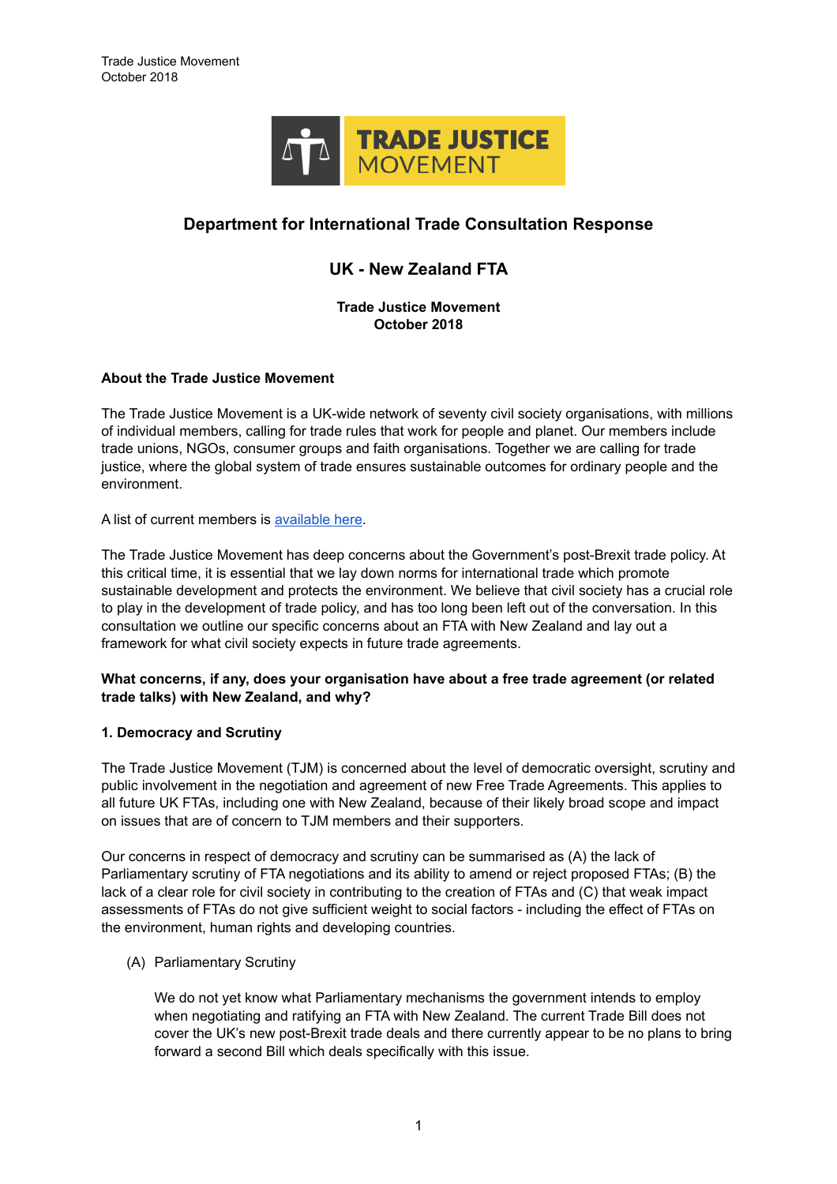Trade Justice Movement
October 2018

TRADE JUSTICE MOVEMENT

# Department for International Trade Consultation Response

## UK - New Zealand FTA

**Trade Justice Movement**
**October 2018**

**About the Trade Justice Movement**

The Trade Justice Movement is a UK-wide network of seventy civil society organisations, with millions of individual members, calling for trade rules that work for people and planet. Our members include trade unions, NGOs, consumer groups and faith organisations. Together we are calling for trade justice, where the global system of trade ensures sustainable outcomes for ordinary people and the environment.

A list of current members is [available here](#).

The Trade Justice Movement has deep concerns about the Government's post-Brexit trade policy. At this critical time, it is essential that we lay down norms for international trade which promote sustainable development and protects the environment. We believe that civil society has a crucial role to play in the development of trade policy, and has too long been left out of the conversation. In this consultation we outline our specific concerns about an FTA with New Zealand and lay out a framework for what civil society expects in future trade agreements.

**What concerns, if any, does your organisation have about a free trade agreement (or related trade talks) with New Zealand, and why?**

**1. Democracy and Scrutiny**

The Trade Justice Movement (TJM) is concerned about the level of democratic oversight, scrutiny and public involvement in the negotiation and agreement of new Free Trade Agreements. This applies to all future UK FTAs, including one with New Zealand, because of their likely broad scope and impact on issues that are of concern to TJM members and their supporters.

Our concerns in respect of democracy and scrutiny can be summarised as (A) the lack of Parliamentary scrutiny of FTA negotiations and its ability to amend or reject proposed FTAs; (B) the lack of a clear role for civil society in contributing to the creation of FTAs and (C) that weak impact assessments of FTAs do not give sufficient weight to social factors - including the effect of FTAs on the environment, human rights and developing countries.

(A) Parliamentary Scrutiny

We do not yet know what Parliamentary mechanisms the government intends to employ when negotiating and ratifying an FTA with New Zealand. The current Trade Bill does not cover the UK's new post-Brexit trade deals and there currently appear to be no plans to bring forward a second Bill which deals specifically with this issue.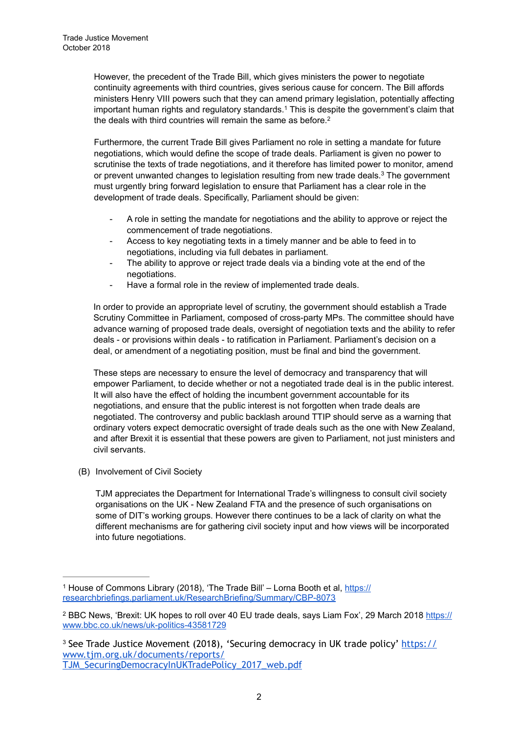However, the precedent of the Trade Bill, which gives ministers the power to negotiate continuity agreements with third countries, gives serious cause for concern. The Bill affords ministers Henry VIII powers such that they can amend primary legislation, potentially affecting important human rights and regulatory standards.[1] This is despite the government's claim that the deals with third countries will remain the same as before.[2]

Furthermore, the current Trade Bill gives Parliament no role in setting a mandate for future negotiations, which would define the scope of trade deals. Parliament is given no power to scrutinise the texts of trade negotiations, and it therefore has limited power to monitor, amend or prevent unwanted changes to legislation resulting from new trade deals.[3] The government must urgently bring forward legislation to ensure that Parliament has a clear role in the development of trade deals. Specifically, Parliament should be given:

- A role in setting the mandate for negotiations and the ability to approve or reject the commencement of trade negotiations.
- Access to key negotiating texts in a timely manner and be able to feed in to negotiations, including via full debates in parliament.
- The ability to approve or reject trade deals via a binding vote at the end of the negotiations.
- Have a formal role in the review of implemented trade deals.

In order to provide an appropriate level of scrutiny, the government should establish a Trade Scrutiny Committee in Parliament, composed of cross-party MPs. The committee should have advance warning of proposed trade deals, oversight of negotiation texts and the ability to refer deals - or provisions within deals - to ratification in Parliament. Parliament's decision on a deal, or amendment of a negotiating position, must be final and bind the government.

These steps are necessary to ensure the level of democracy and transparency that will empower Parliament, to decide whether or not a negotiated trade deal is in the public interest. It will also have the effect of holding the incumbent government accountable for its negotiations, and ensure that the public interest is not forgotten when trade deals are negotiated. The controversy and public backlash around TTIP should serve as a warning that ordinary voters expect democratic oversight of trade deals such as the one with New Zealand, and after Brexit it is essential that these powers are given to Parliament, not just ministers and civil servants.

(B) Involvement of Civil Society

TJM appreciates the Department for International Trade's willingness to consult civil society organisations on the UK - New Zealand FTA and the presence of such organisations on some of DIT's working groups. However there continues to be a lack of clarity on what the different mechanisms are for gathering civil society input and how views will be incorporated into future negotiations.

---

[1] House of Commons Library (2018), 'The Trade Bill' – Lorna Booth et al, https://researchbriefings.parliament.uk/ResearchBriefing/Summary/CBP-8073

[2] BBC News, 'Brexit: UK hopes to roll over 40 EU trade deals, says Liam Fox', 29 March 2018 https://www.bbc.co.uk/news/uk-politics-43581729

[3] See Trade Justice Movement (2018), 'Securing democracy in UK trade policy' https://www.tjm.org.uk/documents/reports/TJM_SecuringDemocracyInUKTradePolicy_2017_web.pdf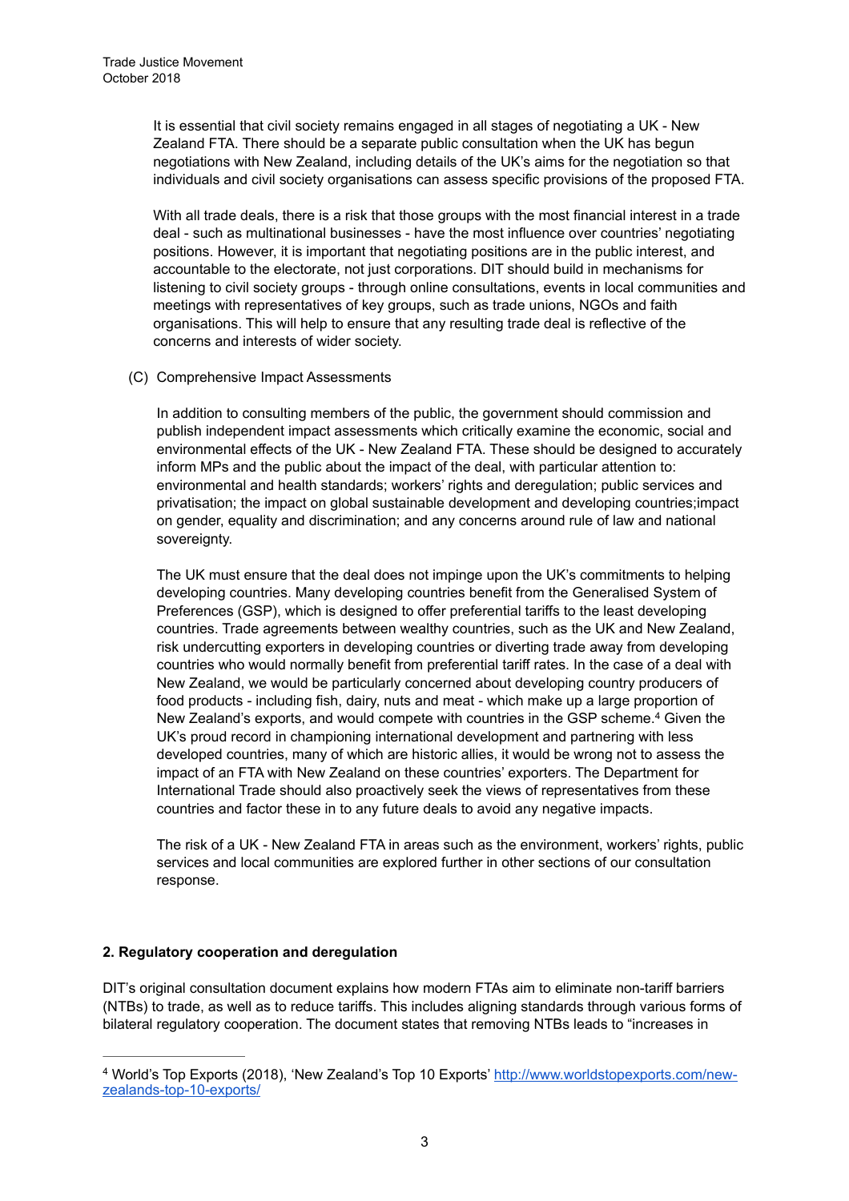It is essential that civil society remains engaged in all stages of negotiating a UK - New Zealand FTA. There should be a separate public consultation when the UK has begun negotiations with New Zealand, including details of the UK's aims for the negotiation so that individuals and civil society organisations can assess specific provisions of the proposed FTA.

With all trade deals, there is a risk that those groups with the most financial interest in a trade deal - such as multinational businesses - have the most influence over countries' negotiating positions. However, it is important that negotiating positions are in the public interest, and accountable to the electorate, not just corporations. DIT should build in mechanisms for listening to civil society groups - through online consultations, events in local communities and meetings with representatives of key groups, such as trade unions, NGOs and faith organisations. This will help to ensure that any resulting trade deal is reflective of the concerns and interests of wider society.

(C) Comprehensive Impact Assessments

In addition to consulting members of the public, the government should commission and publish independent impact assessments which critically examine the economic, social and environmental effects of the UK - New Zealand FTA. These should be designed to accurately inform MPs and the public about the impact of the deal, with particular attention to: environmental and health standards; workers' rights and deregulation; public services and privatisation; the impact on global sustainable development and developing countries;impact on gender, equality and discrimination; and any concerns around rule of law and national sovereignty.

The UK must ensure that the deal does not impinge upon the UK's commitments to helping developing countries. Many developing countries benefit from the Generalised System of Preferences (GSP), which is designed to offer preferential tariffs to the least developing countries. Trade agreements between wealthy countries, such as the UK and New Zealand, risk undercutting exporters in developing countries or diverting trade away from developing countries who would normally benefit from preferential tariff rates. In the case of a deal with New Zealand, we would be particularly concerned about developing country producers of food products - including fish, dairy, nuts and meat - which make up a large proportion of New Zealand's exports, and would compete with countries in the GSP scheme.[4] Given the UK's proud record in championing international development and partnering with less developed countries, many of which are historic allies, it would be wrong not to assess the impact of an FTA with New Zealand on these countries' exporters. The Department for International Trade should also proactively seek the views of representatives from these countries and factor these in to any future deals to avoid any negative impacts.

The risk of a UK - New Zealand FTA in areas such as the environment, workers' rights, public services and local communities are explored further in other sections of our consultation response.

## 2. Regulatory cooperation and deregulation

DIT's original consultation document explains how modern FTAs aim to eliminate non-tariff barriers (NTBs) to trade, as well as to reduce tariffs. This includes aligning standards through various forms of bilateral regulatory cooperation. The document states that removing NTBs leads to "increases in

---

[4] World's Top Exports (2018), 'New Zealand's Top 10 Exports' http://www.worldstopexports.com/new-zealands-top-10-exports/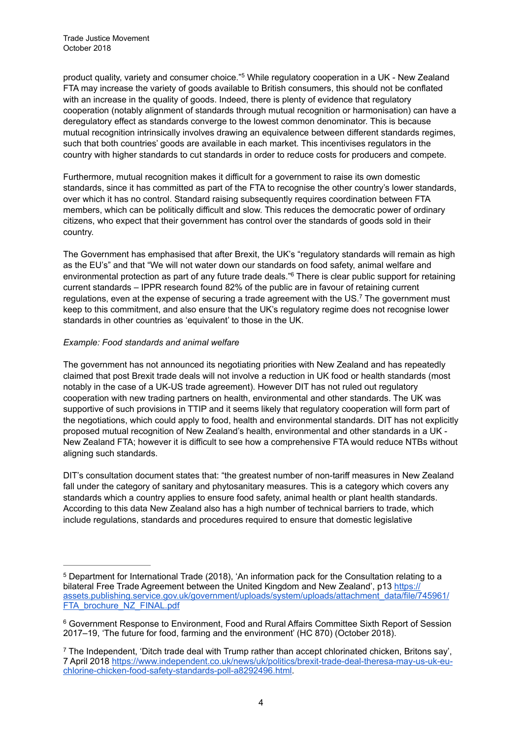product quality, variety and consumer choice."[5] While regulatory cooperation in a UK - New Zealand FTA may increase the variety of goods available to British consumers, this should not be conflated with an increase in the quality of goods. Indeed, there is plenty of evidence that regulatory cooperation (notably alignment of standards through mutual recognition or harmonisation) can have a deregulatory effect as standards converge to the lowest common denominator. This is because mutual recognition intrinsically involves drawing an equivalence between different standards regimes, such that both countries' goods are available in each market. This incentivises regulators in the country with higher standards to cut standards in order to reduce costs for producers and compete.

Furthermore, mutual recognition makes it difficult for a government to raise its own domestic standards, since it has committed as part of the FTA to recognise the other country's lower standards, over which it has no control. Standard raising subsequently requires coordination between FTA members, which can be politically difficult and slow. This reduces the democratic power of ordinary citizens, who expect that their government has control over the standards of goods sold in their country.

The Government has emphasised that after Brexit, the UK's "regulatory standards will remain as high as the EU's" and that "We will not water down our standards on food safety, animal welfare and environmental protection as part of any future trade deals."[6] There is clear public support for retaining current standards – IPPR research found 82% of the public are in favour of retaining current regulations, even at the expense of securing a trade agreement with the US.[7] The government must keep to this commitment, and also ensure that the UK's regulatory regime does not recognise lower standards in other countries as 'equivalent' to those in the UK.

*Example: Food standards and animal welfare*

The government has not announced its negotiating priorities with New Zealand and has repeatedly claimed that post Brexit trade deals will not involve a reduction in UK food or health standards (most notably in the case of a UK-US trade agreement). However DIT has not ruled out regulatory cooperation with new trading partners on health, environmental and other standards. The UK was supportive of such provisions in TTIP and it seems likely that regulatory cooperation will form part of the negotiations, which could apply to food, health and environmental standards. DIT has not explicitly proposed mutual recognition of New Zealand's health, environmental and other standards in a UK - New Zealand FTA; however it is difficult to see how a comprehensive FTA would reduce NTBs without aligning such standards.

DIT's consultation document states that: "the greatest number of non-tariff measures in New Zealand fall under the category of sanitary and phytosanitary measures. This is a category which covers any standards which a country applies to ensure food safety, animal health or plant health standards. According to this data New Zealand also has a high number of technical barriers to trade, which include regulations, standards and procedures required to ensure that domestic legislative

---

[5] Department for International Trade (2018), 'An information pack for the Consultation relating to a bilateral Free Trade Agreement between the United Kingdom and New Zealand', p13 https://assets.publishing.service.gov.uk/government/uploads/system/uploads/attachment_data/file/745961/FTA_brochure_NZ_FINAL.pdf

[6] Government Response to Environment, Food and Rural Affairs Committee Sixth Report of Session 2017–19, 'The future for food, farming and the environment' (HC 870) (October 2018).

[7] The Independent, 'Ditch trade deal with Trump rather than accept chlorinated chicken, Britons say', 7 April 2018 https://www.independent.co.uk/news/uk/politics/brexit-trade-deal-theresa-may-us-uk-eu-chlorine-chicken-food-safety-standards-poll-a8292496.html.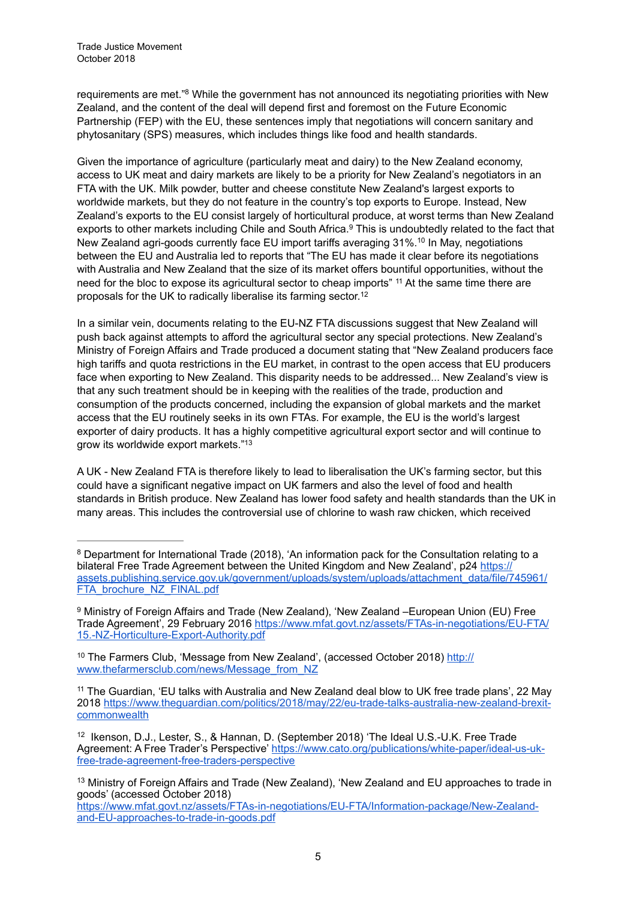requirements are met."[8] While the government has not announced its negotiating priorities with New Zealand, and the content of the deal will depend first and foremost on the Future Economic Partnership (FEP) with the EU, these sentences imply that negotiations will concern sanitary and phytosanitary (SPS) measures, which includes things like food and health standards.

Given the importance of agriculture (particularly meat and dairy) to the New Zealand economy, access to UK meat and dairy markets are likely to be a priority for New Zealand's negotiators in an FTA with the UK. Milk powder, butter and cheese constitute New Zealand's largest exports to worldwide markets, but they do not feature in the country's top exports to Europe. Instead, New Zealand's exports to the EU consist largely of horticultural produce, at worst terms than New Zealand exports to other markets including Chile and South Africa.[9] This is undoubtedly related to the fact that New Zealand agri-goods currently face EU import tariffs averaging 31%.[10] In May, negotiations between the EU and Australia led to reports that "The EU has made it clear before its negotiations with Australia and New Zealand that the size of its market offers bountiful opportunities, without the need for the bloc to expose its agricultural sector to cheap imports" [11] At the same time there are proposals for the UK to radically liberalise its farming sector.[12]

In a similar vein, documents relating to the EU-NZ FTA discussions suggest that New Zealand will push back against attempts to afford the agricultural sector any special protections. New Zealand's Ministry of Foreign Affairs and Trade produced a document stating that "New Zealand producers face high tariffs and quota restrictions in the EU market, in contrast to the open access that EU producers face when exporting to New Zealand. This disparity needs to be addressed... New Zealand's view is that any such treatment should be in keeping with the realities of the trade, production and consumption of the products concerned, including the expansion of global markets and the market access that the EU routinely seeks in its own FTAs. For example, the EU is the world's largest exporter of dairy products. It has a highly competitive agricultural export sector and will continue to grow its worldwide export markets."[13]

A UK - New Zealand FTA is therefore likely to lead to liberalisation the UK's farming sector, but this could have a significant negative impact on UK farmers and also the level of food and health standards in British produce. New Zealand has lower food safety and health standards than the UK in many areas. This includes the controversial use of chlorine to wash raw chicken, which received

---

[8] Department for International Trade (2018), 'An information pack for the Consultation relating to a bilateral Free Trade Agreement between the United Kingdom and New Zealand', p24 https://assets.publishing.service.gov.uk/government/uploads/system/uploads/attachment_data/file/745961/FTA_brochure_NZ_FINAL.pdf

[9] Ministry of Foreign Affairs and Trade (New Zealand), 'New Zealand –European Union (EU) Free Trade Agreement', 29 February 2016 https://www.mfat.govt.nz/assets/FTAs-in-negotiations/EU-FTA/15.-NZ-Horticulture-Export-Authority.pdf

[10] The Farmers Club, 'Message from New Zealand', (accessed October 2018) http://www.thefarmersclub.com/news/Message_from_NZ

[11] The Guardian, 'EU talks with Australia and New Zealand deal blow to UK free trade plans', 22 May 2018 https://www.theguardian.com/politics/2018/may/22/eu-trade-talks-australia-new-zealand-brexit-commonwealth

[12] Ikenson, D.J., Lester, S., & Hannan, D. (September 2018) 'The Ideal U.S.-U.K. Free Trade Agreement: A Free Trader's Perspective' https://www.cato.org/publications/white-paper/ideal-us-uk-free-trade-agreement-free-traders-perspective

[13] Ministry of Foreign Affairs and Trade (New Zealand), 'New Zealand and EU approaches to trade in goods' (accessed October 2018) https://www.mfat.govt.nz/assets/FTAs-in-negotiations/EU-FTA/Information-package/New-Zealand-and-EU-approaches-to-trade-in-goods.pdf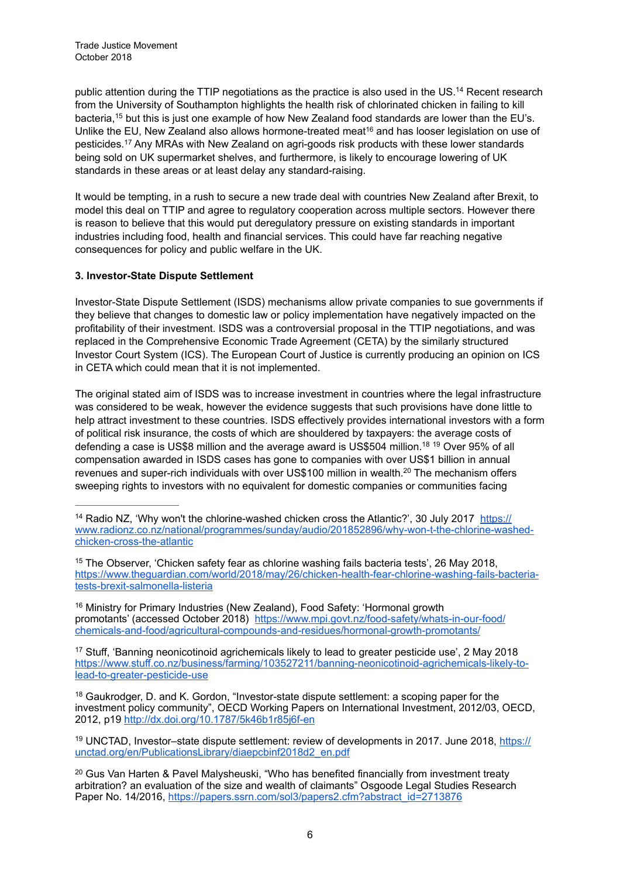public attention during the TTIP negotiations as the practice is also used in the US.[14] Recent research from the University of Southampton highlights the health risk of chlorinated chicken in failing to kill bacteria,[15] but this is just one example of how New Zealand food standards are lower than the EU's. Unlike the EU, New Zealand also allows hormone-treated meat[16] and has looser legislation on use of pesticides.[17] Any MRAs with New Zealand on agri-goods risk products with these lower standards being sold on UK supermarket shelves, and furthermore, is likely to encourage lowering of UK standards in these areas or at least delay any standard-raising.

It would be tempting, in a rush to secure a new trade deal with countries New Zealand after Brexit, to model this deal on TTIP and agree to regulatory cooperation across multiple sectors. However there is reason to believe that this would put deregulatory pressure on existing standards in important industries including food, health and financial services. This could have far reaching negative consequences for policy and public welfare in the UK.

### 3. Investor-State Dispute Settlement

Investor-State Dispute Settlement (ISDS) mechanisms allow private companies to sue governments if they believe that changes to domestic law or policy implementation have negatively impacted on the profitability of their investment. ISDS was a controversial proposal in the TTIP negotiations, and was replaced in the Comprehensive Economic Trade Agreement (CETA) by the similarly structured Investor Court System (ICS). The European Court of Justice is currently producing an opinion on ICS in CETA which could mean that it is not implemented.

The original stated aim of ISDS was to increase investment in countries where the legal infrastructure was considered to be weak, however the evidence suggests that such provisions have done little to help attract investment to these countries. ISDS effectively provides international investors with a form of political risk insurance, the costs of which are shouldered by taxpayers: the average costs of defending a case is US$8 million and the average award is US$504 million.[18] [19] Over 95% of all compensation awarded in ISDS cases has gone to companies with over US$1 billion in annual revenues and super-rich individuals with over US$100 million in wealth.[20] The mechanism offers sweeping rights to investors with no equivalent for domestic companies or communities facing

---

[14] Radio NZ, 'Why won't the chlorine-washed chicken cross the Atlantic?', 30 July 2017 https://www.radionz.co.nz/national/programmes/sunday/audio/201852896/why-won-t-the-chlorine-washed-chicken-cross-the-atlantic

[15] The Observer, 'Chicken safety fear as chlorine washing fails bacteria tests', 26 May 2018, https://www.theguardian.com/world/2018/may/26/chicken-health-fear-chlorine-washing-fails-bacteria-tests-brexit-salmonella-listeria

[16] Ministry for Primary Industries (New Zealand), Food Safety: 'Hormonal growth promotants' (accessed October 2018) https://www.mpi.govt.nz/food-safety/whats-in-our-food/chemicals-and-food/agricultural-compounds-and-residues/hormonal-growth-promotants/

[17] Stuff, 'Banning neonicotinoid agrichemicals likely to lead to greater pesticide use', 2 May 2018 https://www.stuff.co.nz/business/farming/103527211/banning-neonicotinoid-agrichemicals-likely-to-lead-to-greater-pesticide-use

[18] Gaukrodger, D. and K. Gordon, "Investor-state dispute settlement: a scoping paper for the investment policy community", OECD Working Papers on International Investment, 2012/03, OECD, 2012, p19 http://dx.doi.org/10.1787/5k46b1r85j6f-en

[19] UNCTAD, Investor–state dispute settlement: review of developments in 2017. June 2018, https://unctad.org/en/PublicationsLibrary/diaepcbinf2018d2_en.pdf

[20] Gus Van Harten & Pavel Malysheuski, "Who has benefited financially from investment treaty arbitration? an evaluation of the size and wealth of claimants" Osgoode Legal Studies Research Paper No. 14/2016, https://papers.ssrn.com/sol3/papers2.cfm?abstract_id=2713876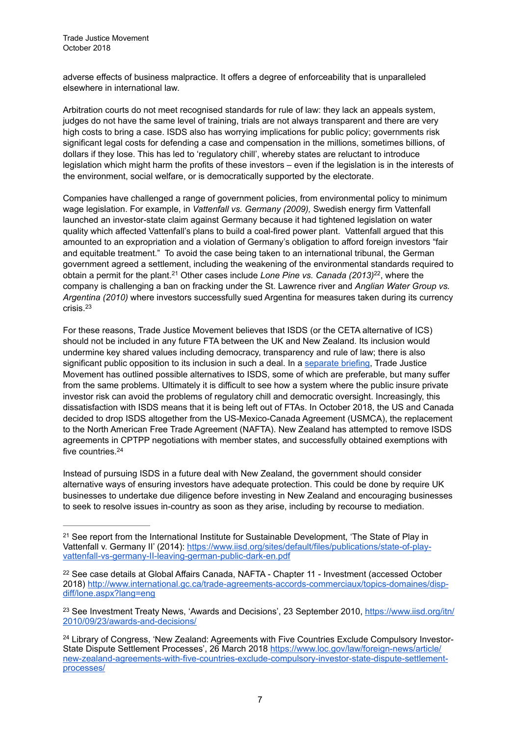adverse effects of business malpractice. It offers a degree of enforceability that is unparalleled elsewhere in international law.

Arbitration courts do not meet recognised standards for rule of law: they lack an appeals system, judges do not have the same level of training, trials are not always transparent and there are very high costs to bring a case. ISDS also has worrying implications for public policy; governments risk significant legal costs for defending a case and compensation in the millions, sometimes billions, of dollars if they lose. This has led to 'regulatory chill', whereby states are reluctant to introduce legislation which might harm the profits of these investors – even if the legislation is in the interests of the environment, social welfare, or is democratically supported by the electorate.

Companies have challenged a range of government policies, from environmental policy to minimum wage legislation. For example, in *Vattenfall vs. Germany (2009),* Swedish energy firm Vattenfall launched an investor-state claim against Germany because it had tightened legislation on water quality which affected Vattenfall's plans to build a coal-fired power plant. Vattenfall argued that this amounted to an expropriation and a violation of Germany's obligation to afford foreign investors "fair and equitable treatment." To avoid the case being taken to an international tribunal, the German government agreed a settlement, including the weakening of the environmental standards required to obtain a permit for the plant.[21] Other cases include *Lone Pine vs. Canada (2013)*[22], where the company is challenging a ban on fracking under the St. Lawrence river and *Anglian Water Group vs. Argentina (2010)* where investors successfully sued Argentina for measures taken during its currency crisis.[23]

For these reasons, Trade Justice Movement believes that ISDS (or the CETA alternative of ICS) should not be included in any future FTA between the UK and New Zealand. Its inclusion would undermine key shared values including democracy, transparency and rule of law; there is also significant public opposition to its inclusion in such a deal. In a separate briefing, Trade Justice Movement has outlined possible alternatives to ISDS, some of which are preferable, but many suffer from the same problems. Ultimately it is difficult to see how a system where the public insure private investor risk can avoid the problems of regulatory chill and democratic oversight. Increasingly, this dissatisfaction with ISDS means that it is being left out of FTAs. In October 2018, the US and Canada decided to drop ISDS altogether from the US-Mexico-Canada Agreement (USMCA), the replacement to the North American Free Trade Agreement (NAFTA). New Zealand has attempted to remove ISDS agreements in CPTPP negotiations with member states, and successfully obtained exemptions with five countries.[24]

Instead of pursuing ISDS in a future deal with New Zealand, the government should consider alternative ways of ensuring investors have adequate protection. This could be done by require UK businesses to undertake due diligence before investing in New Zealand and encouraging businesses to seek to resolve issues in-country as soon as they arise, including by recourse to mediation.

---

[21] See report from the International Institute for Sustainable Development, 'The State of Play in Vattenfall v. Germany II' (2014): https://www.iisd.org/sites/default/files/publications/state-of-play-vattenfall-vs-germany-II-leaving-german-public-dark-en.pdf

[22] See case details at Global Affairs Canada, NAFTA - Chapter 11 - Investment (accessed October 2018) http://www.international.gc.ca/trade-agreements-accords-commerciaux/topics-domaines/disp-diff/lone.aspx?lang=eng

[23] See Investment Treaty News, 'Awards and Decisions', 23 September 2010, https://www.iisd.org/itn/2010/09/23/awards-and-decisions/

[24] Library of Congress, 'New Zealand: Agreements with Five Countries Exclude Compulsory Investor-State Dispute Settlement Processes', 26 March 2018 https://www.loc.gov/law/foreign-news/article/new-zealand-agreements-with-five-countries-exclude-compulsory-investor-state-dispute-settlement-processes/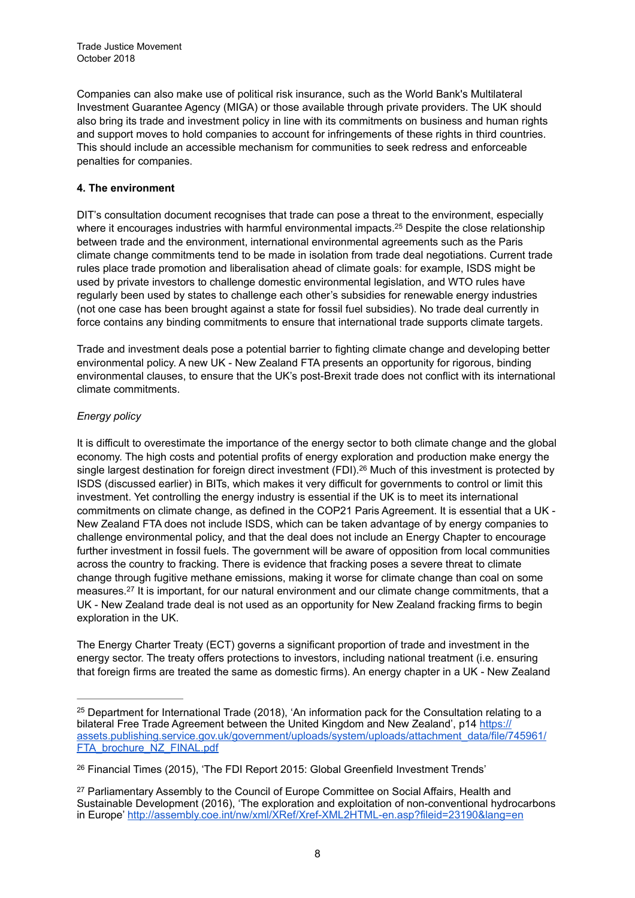Companies can also make use of political risk insurance, such as the World Bank's Multilateral Investment Guarantee Agency (MIGA) or those available through private providers. The UK should also bring its trade and investment policy in line with its commitments on business and human rights and support moves to hold companies to account for infringements of these rights in third countries. This should include an accessible mechanism for communities to seek redress and enforceable penalties for companies.

**4. The environment**

DIT's consultation document recognises that trade can pose a threat to the environment, especially where it encourages industries with harmful environmental impacts.[25] Despite the close relationship between trade and the environment, international environmental agreements such as the Paris climate change commitments tend to be made in isolation from trade deal negotiations. Current trade rules place trade promotion and liberalisation ahead of climate goals: for example, ISDS might be used by private investors to challenge domestic environmental legislation, and WTO rules have regularly been used by states to challenge each other's subsidies for renewable energy industries (not one case has been brought against a state for fossil fuel subsidies). No trade deal currently in force contains any binding commitments to ensure that international trade supports climate targets.

Trade and investment deals pose a potential barrier to fighting climate change and developing better environmental policy. A new UK - New Zealand FTA presents an opportunity for rigorous, binding environmental clauses, to ensure that the UK's post-Brexit trade does not conflict with its international climate commitments.

*Energy policy*

It is difficult to overestimate the importance of the energy sector to both climate change and the global economy. The high costs and potential profits of energy exploration and production make energy the single largest destination for foreign direct investment (FDI).[26] Much of this investment is protected by ISDS (discussed earlier) in BITs, which makes it very difficult for governments to control or limit this investment. Yet controlling the energy industry is essential if the UK is to meet its international commitments on climate change, as defined in the COP21 Paris Agreement. It is essential that a UK - New Zealand FTA does not include ISDS, which can be taken advantage of by energy companies to challenge environmental policy, and that the deal does not include an Energy Chapter to encourage further investment in fossil fuels. The government will be aware of opposition from local communities across the country to fracking. There is evidence that fracking poses a severe threat to climate change through fugitive methane emissions, making it worse for climate change than coal on some measures.[27] It is important, for our natural environment and our climate change commitments, that a UK - New Zealand trade deal is not used as an opportunity for New Zealand fracking firms to begin exploration in the UK.

The Energy Charter Treaty (ECT) governs a significant proportion of trade and investment in the energy sector. The treaty offers protections to investors, including national treatment (i.e. ensuring that foreign firms are treated the same as domestic firms). An energy chapter in a UK - New Zealand

---

[25] Department for International Trade (2018), 'An information pack for the Consultation relating to a bilateral Free Trade Agreement between the United Kingdom and New Zealand', p14 https://assets.publishing.service.gov.uk/government/uploads/system/uploads/attachment_data/file/745961/FTA_brochure_NZ_FINAL.pdf

[26] Financial Times (2015), 'The FDI Report 2015: Global Greenfield Investment Trends'

[27] Parliamentary Assembly to the Council of Europe Committee on Social Affairs, Health and Sustainable Development (2016), 'The exploration and exploitation of non-conventional hydrocarbons in Europe' http://assembly.coe.int/nw/xml/XRef/Xref-XML2HTML-en.asp?fileid=23190&lang=en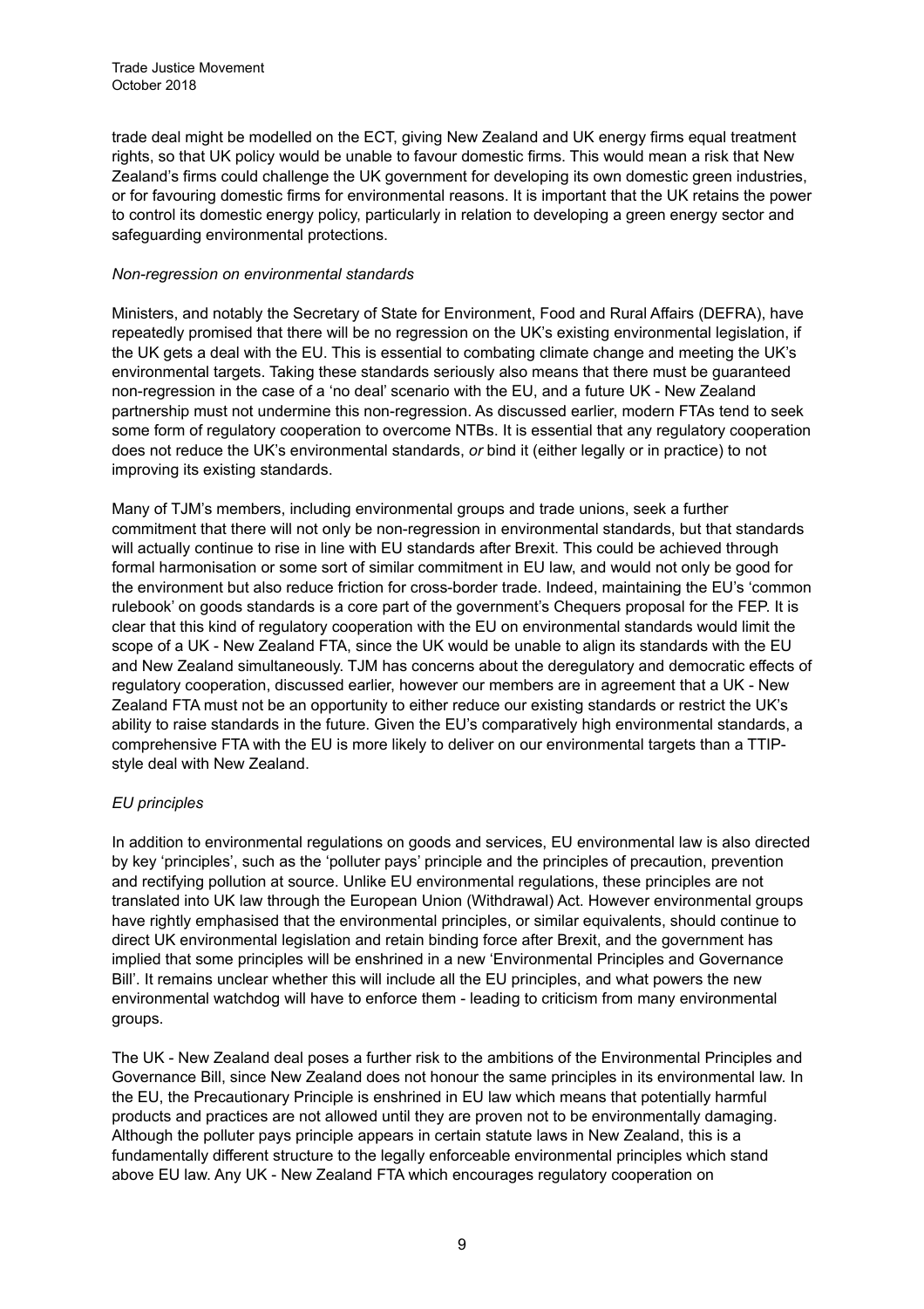trade deal might be modelled on the ECT, giving New Zealand and UK energy firms equal treatment rights, so that UK policy would be unable to favour domestic firms. This would mean a risk that New Zealand's firms could challenge the UK government for developing its own domestic green industries, or for favouring domestic firms for environmental reasons. It is important that the UK retains the power to control its domestic energy policy, particularly in relation to developing a green energy sector and safeguarding environmental protections.

*Non-regression on environmental standards*

Ministers, and notably the Secretary of State for Environment, Food and Rural Affairs (DEFRA), have repeatedly promised that there will be no regression on the UK's existing environmental legislation, if the UK gets a deal with the EU. This is essential to combating climate change and meeting the UK's environmental targets. Taking these standards seriously also means that there must be guaranteed non-regression in the case of a 'no deal' scenario with the EU, and a future UK - New Zealand partnership must not undermine this non-regression. As discussed earlier, modern FTAs tend to seek some form of regulatory cooperation to overcome NTBs. It is essential that any regulatory cooperation does not reduce the UK's environmental standards, *or* bind it (either legally or in practice) to not improving its existing standards.

Many of TJM's members, including environmental groups and trade unions, seek a further commitment that there will not only be non-regression in environmental standards, but that standards will actually continue to rise in line with EU standards after Brexit. This could be achieved through formal harmonisation or some sort of similar commitment in EU law, and would not only be good for the environment but also reduce friction for cross-border trade. Indeed, maintaining the EU's 'common rulebook' on goods standards is a core part of the government's Chequers proposal for the FEP. It is clear that this kind of regulatory cooperation with the EU on environmental standards would limit the scope of a UK - New Zealand FTA, since the UK would be unable to align its standards with the EU and New Zealand simultaneously. TJM has concerns about the deregulatory and democratic effects of regulatory cooperation, discussed earlier, however our members are in agreement that a UK - New Zealand FTA must not be an opportunity to either reduce our existing standards or restrict the UK's ability to raise standards in the future. Given the EU's comparatively high environmental standards, a comprehensive FTA with the EU is more likely to deliver on our environmental targets than a TTIP-style deal with New Zealand.

*EU principles*

In addition to environmental regulations on goods and services, EU environmental law is also directed by key 'principles', such as the 'polluter pays' principle and the principles of precaution, prevention and rectifying pollution at source. Unlike EU environmental regulations, these principles are not translated into UK law through the European Union (Withdrawal) Act. However environmental groups have rightly emphasised that the environmental principles, or similar equivalents, should continue to direct UK environmental legislation and retain binding force after Brexit, and the government has implied that some principles will be enshrined in a new 'Environmental Principles and Governance Bill'. It remains unclear whether this will include all the EU principles, and what powers the new environmental watchdog will have to enforce them - leading to criticism from many environmental groups.

The UK - New Zealand deal poses a further risk to the ambitions of the Environmental Principles and Governance Bill, since New Zealand does not honour the same principles in its environmental law. In the EU, the Precautionary Principle is enshrined in EU law which means that potentially harmful products and practices are not allowed until they are proven not to be environmentally damaging. Although the polluter pays principle appears in certain statute laws in New Zealand, this is a fundamentally different structure to the legally enforceable environmental principles which stand above EU law. Any UK - New Zealand FTA which encourages regulatory cooperation on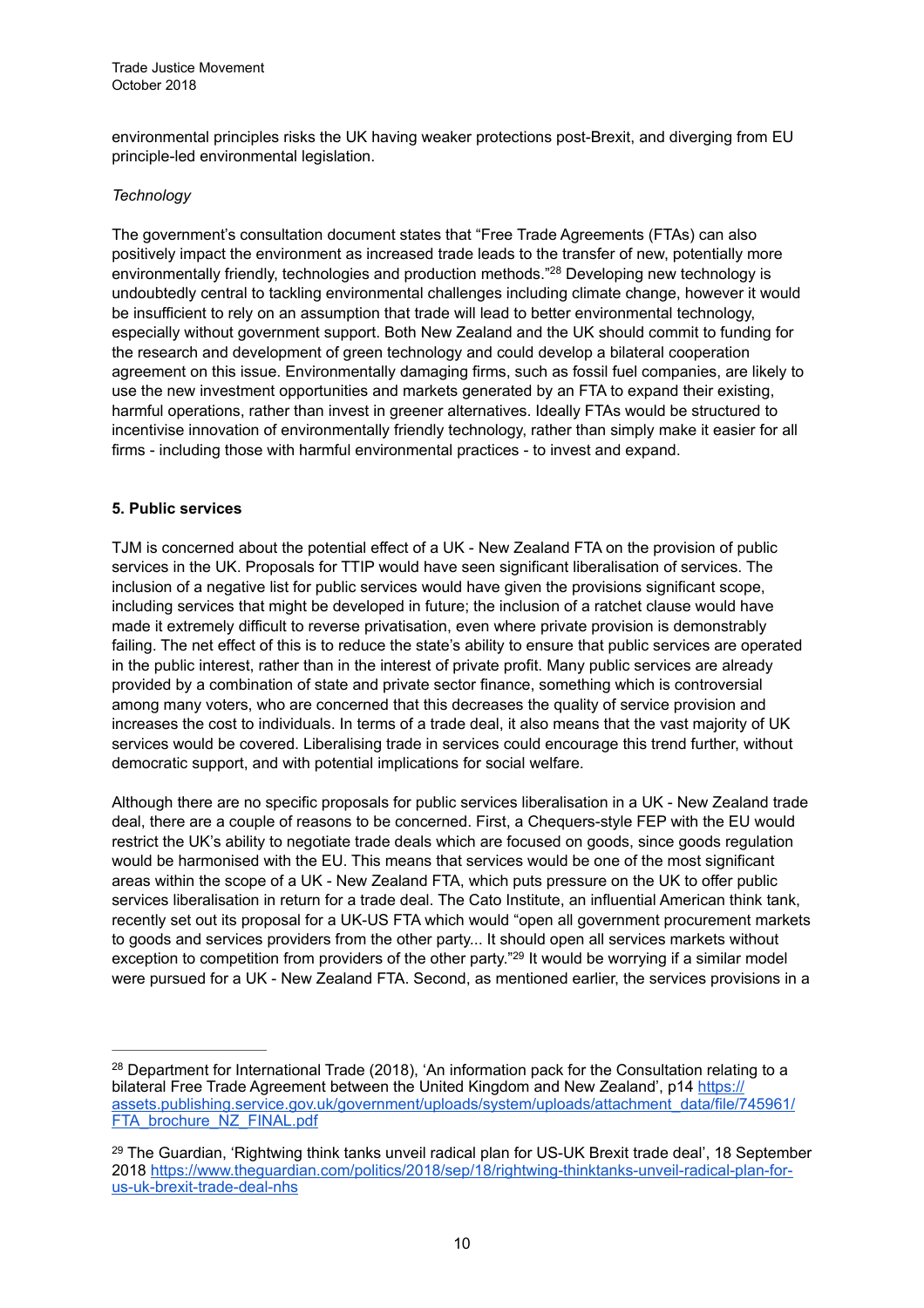environmental principles risks the UK having weaker protections post-Brexit, and diverging from EU principle-led environmental legislation.

*Technology*

The government's consultation document states that "Free Trade Agreements (FTAs) can also positively impact the environment as increased trade leads to the transfer of new, potentially more environmentally friendly, technologies and production methods."[28] Developing new technology is undoubtedly central to tackling environmental challenges including climate change, however it would be insufficient to rely on an assumption that trade will lead to better environmental technology, especially without government support. Both New Zealand and the UK should commit to funding for the research and development of green technology and could develop a bilateral cooperation agreement on this issue. Environmentally damaging firms, such as fossil fuel companies, are likely to use the new investment opportunities and markets generated by an FTA to expand their existing, harmful operations, rather than invest in greener alternatives. Ideally FTAs would be structured to incentivise innovation of environmentally friendly technology, rather than simply make it easier for all firms - including those with harmful environmental practices - to invest and expand.

### 5. Public services

TJM is concerned about the potential effect of a UK - New Zealand FTA on the provision of public services in the UK. Proposals for TTIP would have seen significant liberalisation of services. The inclusion of a negative list for public services would have given the provisions significant scope, including services that might be developed in future; the inclusion of a ratchet clause would have made it extremely difficult to reverse privatisation, even where private provision is demonstrably failing. The net effect of this is to reduce the state's ability to ensure that public services are operated in the public interest, rather than in the interest of private profit. Many public services are already provided by a combination of state and private sector finance, something which is controversial among many voters, who are concerned that this decreases the quality of service provision and increases the cost to individuals. In terms of a trade deal, it also means that the vast majority of UK services would be covered. Liberalising trade in services could encourage this trend further, without democratic support, and with potential implications for social welfare.

Although there are no specific proposals for public services liberalisation in a UK - New Zealand trade deal, there are a couple of reasons to be concerned. First, a Chequers-style FEP with the EU would restrict the UK's ability to negotiate trade deals which are focused on goods, since goods regulation would be harmonised with the EU. This means that services would be one of the most significant areas within the scope of a UK - New Zealand FTA, which puts pressure on the UK to offer public services liberalisation in return for a trade deal. The Cato Institute, an influential American think tank, recently set out its proposal for a UK-US FTA which would "open all government procurement markets to goods and services providers from the other party... It should open all services markets without exception to competition from providers of the other party."[29] It would be worrying if a similar model were pursued for a UK - New Zealand FTA. Second, as mentioned earlier, the services provisions in a

---

[28] Department for International Trade (2018), 'An information pack for the Consultation relating to a bilateral Free Trade Agreement between the United Kingdom and New Zealand', p14 https://assets.publishing.service.gov.uk/government/uploads/system/uploads/attachment_data/file/745961/FTA_brochure_NZ_FINAL.pdf

[29] The Guardian, 'Rightwing think tanks unveil radical plan for US-UK Brexit trade deal', 18 September 2018 https://www.theguardian.com/politics/2018/sep/18/rightwing-thinktanks-unveil-radical-plan-for-us-uk-brexit-trade-deal-nhs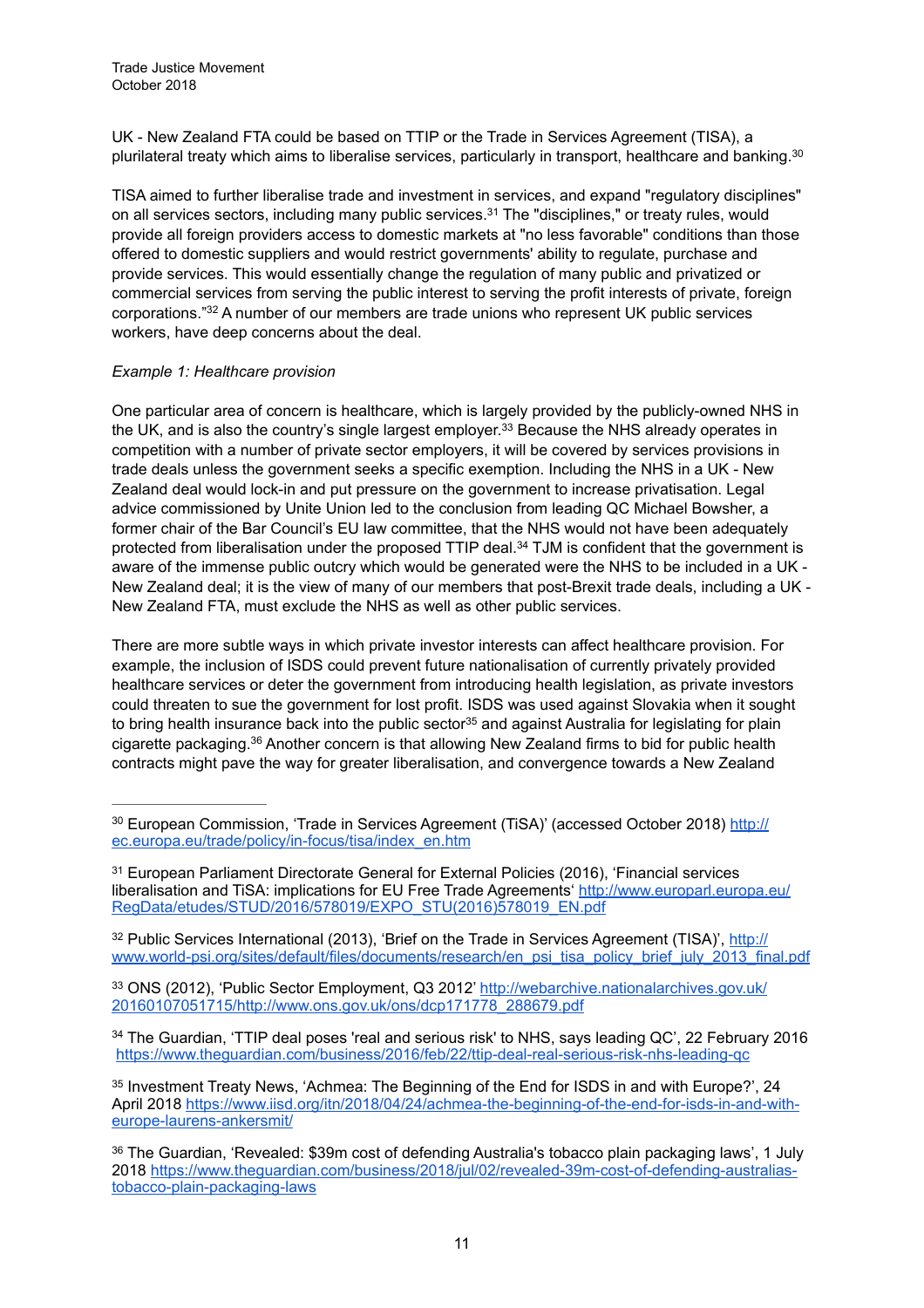UK - New Zealand FTA could be based on TTIP or the Trade in Services Agreement (TISA), a plurilateral treaty which aims to liberalise services, particularly in transport, healthcare and banking.[30]

TISA aimed to further liberalise trade and investment in services, and expand "regulatory disciplines" on all services sectors, including many public services.[31] The "disciplines," or treaty rules, would provide all foreign providers access to domestic markets at "no less favorable" conditions than those offered to domestic suppliers and would restrict governments' ability to regulate, purchase and provide services. This would essentially change the regulation of many public and privatized or commercial services from serving the public interest to serving the profit interests of private, foreign corporations."[32] A number of our members are trade unions who represent UK public services workers, have deep concerns about the deal.

*Example 1: Healthcare provision*

One particular area of concern is healthcare, which is largely provided by the publicly-owned NHS in the UK, and is also the country's single largest employer.[33] Because the NHS already operates in competition with a number of private sector employers, it will be covered by services provisions in trade deals unless the government seeks a specific exemption. Including the NHS in a UK - New Zealand deal would lock-in and put pressure on the government to increase privatisation. Legal advice commissioned by Unite Union led to the conclusion from leading QC Michael Bowsher, a former chair of the Bar Council's EU law committee, that the NHS would not have been adequately protected from liberalisation under the proposed TTIP deal.[34] TJM is confident that the government is aware of the immense public outcry which would be generated were the NHS to be included in a UK - New Zealand deal; it is the view of many of our members that post-Brexit trade deals, including a UK - New Zealand FTA, must exclude the NHS as well as other public services.

There are more subtle ways in which private investor interests can affect healthcare provision. For example, the inclusion of ISDS could prevent future nationalisation of currently privately provided healthcare services or deter the government from introducing health legislation, as private investors could threaten to sue the government for lost profit. ISDS was used against Slovakia when it sought to bring health insurance back into the public sector[35] and against Australia for legislating for plain cigarette packaging.[36] Another concern is that allowing New Zealand firms to bid for public health contracts might pave the way for greater liberalisation, and convergence towards a New Zealand

---

[30] European Commission, 'Trade in Services Agreement (TiSA)' (accessed October 2018) http://ec.europa.eu/trade/policy/in-focus/tisa/index_en.htm

[31] European Parliament Directorate General for External Policies (2016), 'Financial services liberalisation and TiSA: implications for EU Free Trade Agreements' http://www.europarl.europa.eu/RegData/etudes/STUD/2016/578019/EXPO_STU(2016)578019_EN.pdf

[32] Public Services International (2013), 'Brief on the Trade in Services Agreement (TISA)', http://www.world-psi.org/sites/default/files/documents/research/en_psi_tisa_policy_brief_july_2013_final.pdf

[33] ONS (2012), 'Public Sector Employment, Q3 2012' http://webarchive.nationalarchives.gov.uk/20160107051715/http://www.ons.gov.uk/ons/dcp171778_288679.pdf

[34] The Guardian, 'TTIP deal poses 'real and serious risk' to NHS, says leading QC', 22 February 2016 https://www.theguardian.com/business/2016/feb/22/ttip-deal-real-serious-risk-nhs-leading-qc

[35] Investment Treaty News, 'Achmea: The Beginning of the End for ISDS in and with Europe?', 24 April 2018 https://www.iisd.org/itn/2018/04/24/achmea-the-beginning-of-the-end-for-isds-in-and-with-europe-laurens-ankersmit/

[36] The Guardian, 'Revealed: $39m cost of defending Australia's tobacco plain packaging laws', 1 July 2018 https://www.theguardian.com/business/2018/jul/02/revealed-39m-cost-of-defending-australias-tobacco-plain-packaging-laws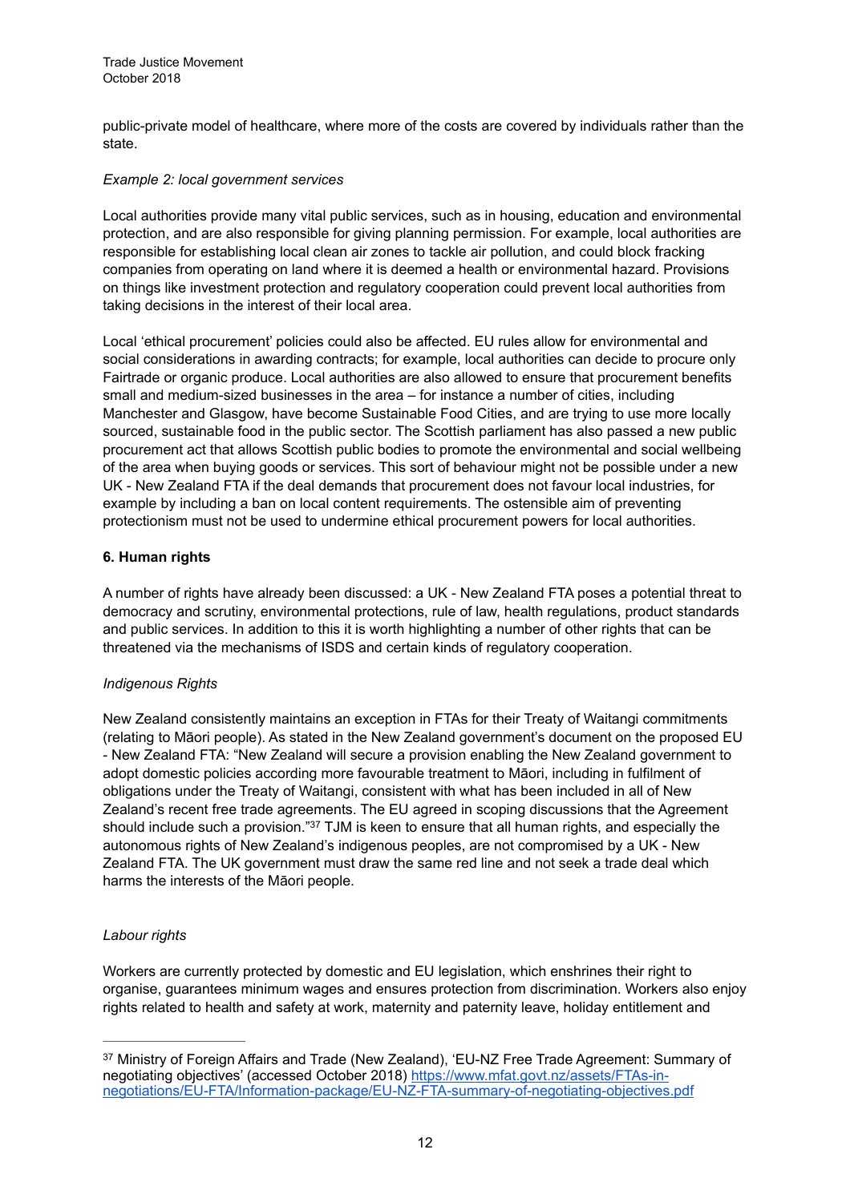public-private model of healthcare, where more of the costs are covered by individuals rather than the state.

*Example 2: local government services*

Local authorities provide many vital public services, such as in housing, education and environmental protection, and are also responsible for giving planning permission. For example, local authorities are responsible for establishing local clean air zones to tackle air pollution, and could block fracking companies from operating on land where it is deemed a health or environmental hazard. Provisions on things like investment protection and regulatory cooperation could prevent local authorities from taking decisions in the interest of their local area.

Local 'ethical procurement' policies could also be affected. EU rules allow for environmental and social considerations in awarding contracts; for example, local authorities can decide to procure only Fairtrade or organic produce. Local authorities are also allowed to ensure that procurement benefits small and medium-sized businesses in the area – for instance a number of cities, including Manchester and Glasgow, have become Sustainable Food Cities, and are trying to use more locally sourced, sustainable food in the public sector. The Scottish parliament has also passed a new public procurement act that allows Scottish public bodies to promote the environmental and social wellbeing of the area when buying goods or services. This sort of behaviour might not be possible under a new UK - New Zealand FTA if the deal demands that procurement does not favour local industries, for example by including a ban on local content requirements. The ostensible aim of preventing protectionism must not be used to undermine ethical procurement powers for local authorities.

**6. Human rights**

A number of rights have already been discussed: a UK - New Zealand FTA poses a potential threat to democracy and scrutiny, environmental protections, rule of law, health regulations, product standards and public services. In addition to this it is worth highlighting a number of other rights that can be threatened via the mechanisms of ISDS and certain kinds of regulatory cooperation.

*Indigenous Rights*

New Zealand consistently maintains an exception in FTAs for their Treaty of Waitangi commitments (relating to Māori people). As stated in the New Zealand government's document on the proposed EU - New Zealand FTA: "New Zealand will secure a provision enabling the New Zealand government to adopt domestic policies according more favourable treatment to Māori, including in fulfilment of obligations under the Treaty of Waitangi, consistent with what has been included in all of New Zealand's recent free trade agreements. The EU agreed in scoping discussions that the Agreement should include such a provision."[37] TJM is keen to ensure that all human rights, and especially the autonomous rights of New Zealand's indigenous peoples, are not compromised by a UK - New Zealand FTA. The UK government must draw the same red line and not seek a trade deal which harms the interests of the Māori people.

*Labour rights*

Workers are currently protected by domestic and EU legislation, which enshrines their right to organise, guarantees minimum wages and ensures protection from discrimination. Workers also enjoy rights related to health and safety at work, maternity and paternity leave, holiday entitlement and

---

[37] Ministry of Foreign Affairs and Trade (New Zealand), 'EU-NZ Free Trade Agreement: Summary of negotiating objectives' (accessed October 2018) https://www.mfat.govt.nz/assets/FTAs-in-negotiations/EU-FTA/Information-package/EU-NZ-FTA-summary-of-negotiating-objectives.pdf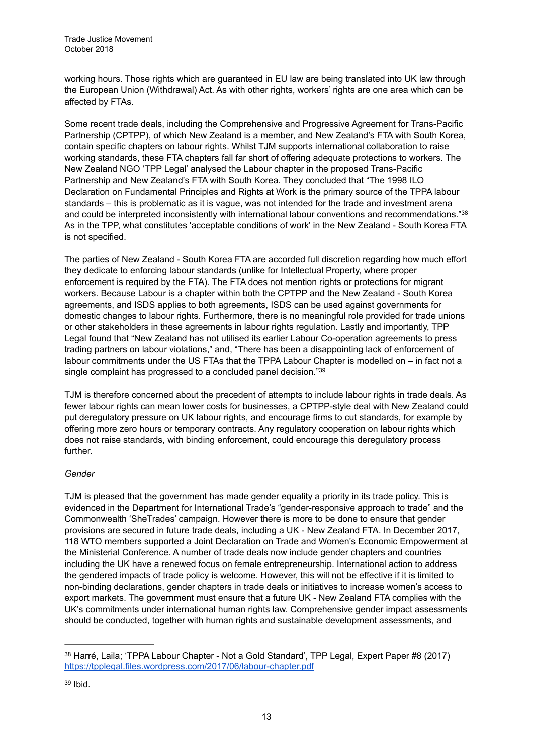working hours. Those rights which are guaranteed in EU law are being translated into UK law through the European Union (Withdrawal) Act. As with other rights, workers' rights are one area which can be affected by FTAs.

Some recent trade deals, including the Comprehensive and Progressive Agreement for Trans-Pacific Partnership (CPTPP), of which New Zealand is a member, and New Zealand's FTA with South Korea, contain specific chapters on labour rights. Whilst TJM supports international collaboration to raise working standards, these FTA chapters fall far short of offering adequate protections to workers. The New Zealand NGO 'TPP Legal' analysed the Labour chapter in the proposed Trans-Pacific Partnership and New Zealand's FTA with South Korea. They concluded that "The 1998 ILO Declaration on Fundamental Principles and Rights at Work is the primary source of the TPPA labour standards – this is problematic as it is vague, was not intended for the trade and investment arena and could be interpreted inconsistently with international labour conventions and recommendations."[38] As in the TPP, what constitutes 'acceptable conditions of work' in the New Zealand - South Korea FTA is not specified.

The parties of New Zealand - South Korea FTA are accorded full discretion regarding how much effort they dedicate to enforcing labour standards (unlike for Intellectual Property, where proper enforcement is required by the FTA). The FTA does not mention rights or protections for migrant workers. Because Labour is a chapter within both the CPTPP and the New Zealand - South Korea agreements, and ISDS applies to both agreements, ISDS can be used against governments for domestic changes to labour rights. Furthermore, there is no meaningful role provided for trade unions or other stakeholders in these agreements in labour rights regulation. Lastly and importantly, TPP Legal found that "New Zealand has not utilised its earlier Labour Co-operation agreements to press trading partners on labour violations," and, "There has been a disappointing lack of enforcement of labour commitments under the US FTAs that the TPPA Labour Chapter is modelled on – in fact not a single complaint has progressed to a concluded panel decision."[39]

TJM is therefore concerned about the precedent of attempts to include labour rights in trade deals. As fewer labour rights can mean lower costs for businesses, a CPTPP-style deal with New Zealand could put deregulatory pressure on UK labour rights, and encourage firms to cut standards, for example by offering more zero hours or temporary contracts. Any regulatory cooperation on labour rights which does not raise standards, with binding enforcement, could encourage this deregulatory process further.

*Gender*

TJM is pleased that the government has made gender equality a priority in its trade policy. This is evidenced in the Department for International Trade's "gender-responsive approach to trade" and the Commonwealth 'SheTrades' campaign. However there is more to be done to ensure that gender provisions are secured in future trade deals, including a UK - New Zealand FTA. In December 2017, 118 WTO members supported a Joint Declaration on Trade and Women's Economic Empowerment at the Ministerial Conference. A number of trade deals now include gender chapters and countries including the UK have a renewed focus on female entrepreneurship. International action to address the gendered impacts of trade policy is welcome. However, this will not be effective if it is limited to non-binding declarations, gender chapters in trade deals or initiatives to increase women's access to export markets. The government must ensure that a future UK - New Zealand FTA complies with the UK's commitments under international human rights law. Comprehensive gender impact assessments should be conducted, together with human rights and sustainable development assessments, and

---

[38] Harré, Laila; 'TPPA Labour Chapter - Not a Gold Standard', TPP Legal, Expert Paper #8 (2017) https://tpplegal.files.wordpress.com/2017/06/labour-chapter.pdf

[39] Ibid.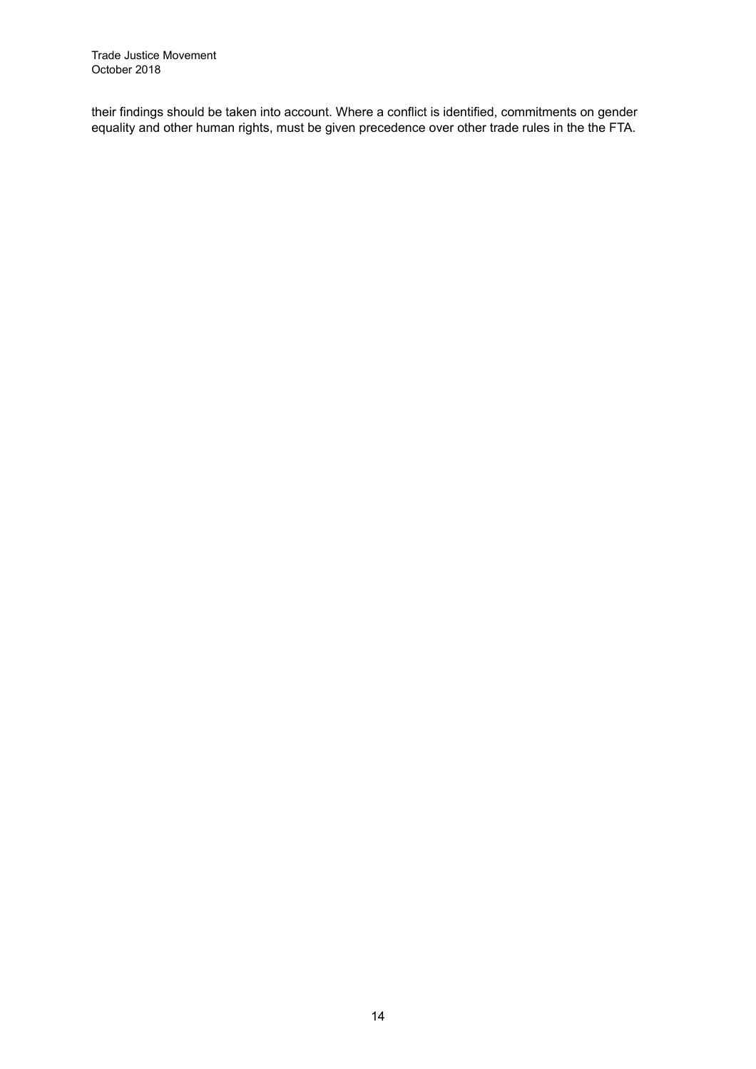their findings should be taken into account. Where a conflict is identified, commitments on gender equality and other human rights, must be given precedence over other trade rules in the the FTA.